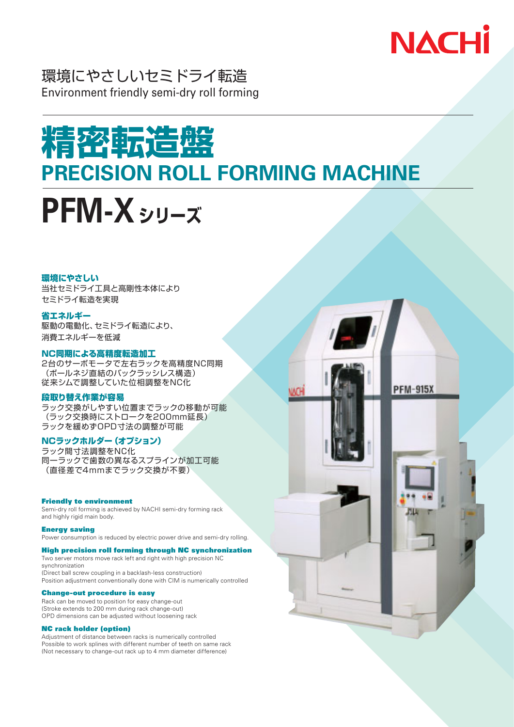NACHI

環境にやさしいセミドライ転造
Environment friendly semi-dry roll forming

# 精密転造盤
# PRECISION ROLL FORMING MACHINE

## PFM-X シリーズ

### 環境にやさしい
当社セミドライ工具と高剛性本体により
セミドライ転造を実現

### 省エネルギー
駆動の電動化、セミドライ転造により、
消費エネルギーを低減

### NC同期による高精度転造加工
2台のサーボモータで左右ラックを高精度NC同期
（ボールネジ直結のバックラッシレス構造）
従来シムで調整していた位相調整をNC化

### 段取り替え作業が容易
ラック交換がしやすい位置までラックの移動が可能
（ラック交換時にストロークを200mm延長）
ラックを緩めずOPD寸法の調整が可能

### NCラックホルダー（オプション）
ラック間寸法調整をNC化
同一ラックで歯数の異なるスプラインが加工可能
（直径差で4mmまでラック交換が不要）

### Friendly to environment
Semi-dry roll forming is achieved by NACHI semi-dry forming rack and highly rigid main body.

### Energy saving
Power consumption is reduced by electric power drive and semi-dry rolling.

### High precision roll forming through NC synchronization
Two server motors move rack left and right with high precision NC synchronization
(Direct ball screw coupling in a backlash-less construction)
Position adjustment conventionally done with CIM is numerically controlled

### Change-out procedure is easy
Rack can be moved to position for easy change-out
(Stroke extends to 200 mm during rack change-out)
OPD dimensions can be adjusted without loosening rack

### NC rack holder (option)
Adjustment of distance between racks is numerically controlled
Possible to work splines with different number of teeth on same rack
(Not necessary to change-out rack up to 4 mm diameter difference)

PFM-915X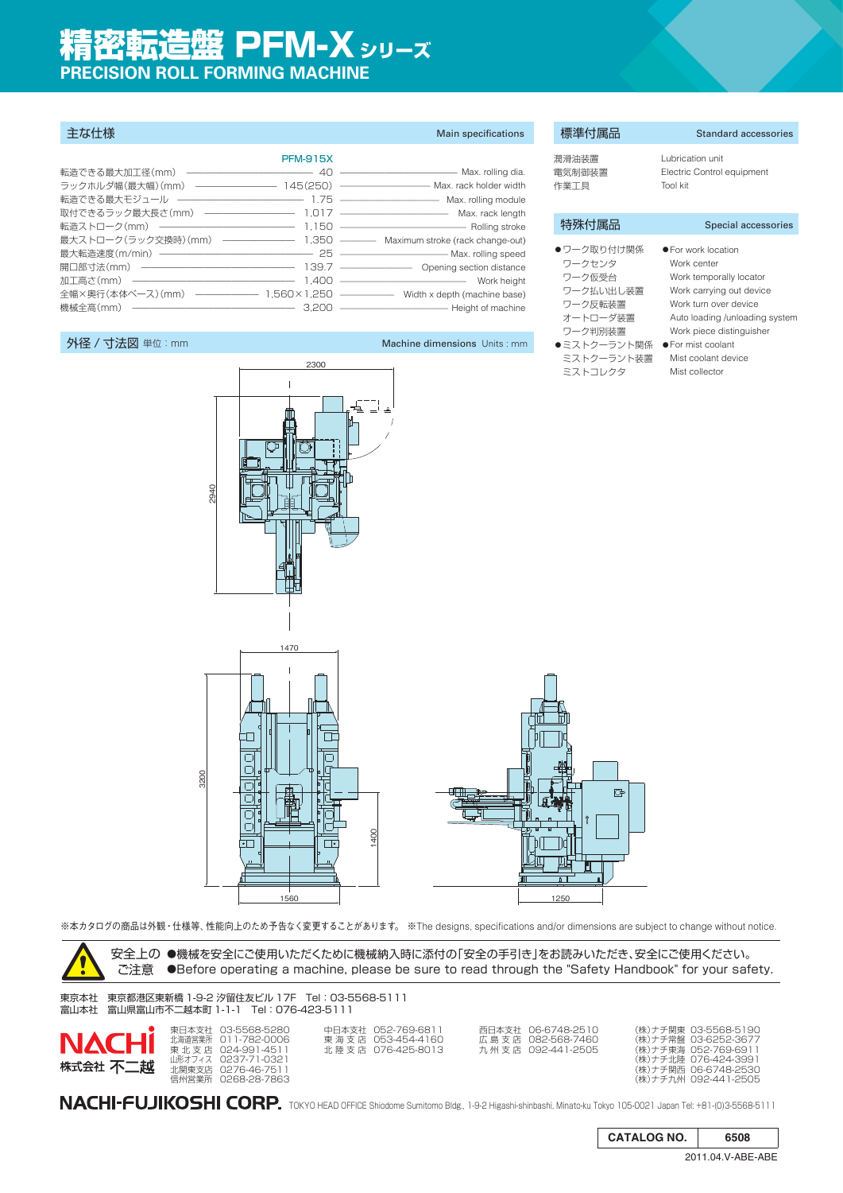# 精密転造盤 PFM-X シリーズ
## PRECISION ROLL FORMING MACHINE

## 主な仕様　Main specifications

| | PFM-915X | |
|---|---|---|
| 転造できる最大加工径(mm) | 40 | Max. rolling dia. |
| ラックホルダ幅(最大幅)(mm) | 145(250) | Max. rack holder width |
| 転造できる最大モジュール | 1.75 | Max. rolling module |
| 取付できるラック最大長さ(mm) | 1,017 | Max. rack length |
| 転造ストローク(mm) | 1,150 | Rolling stroke |
| 最大ストローク(ラック交換時)(mm) | 1,350 | Maximum stroke (rack change-out) |
| 最大転造速度(m/min) | 25 | Max. rolling speed |
| 開口部寸法(mm) | 139.7 | Opening section distance |
| 加工高さ(mm) | 1,400 | Work height |
| 全幅×奥行(本体ベース)(mm) | 1,560×1,250 | Width x depth (machine base) |
| 機械全高(mm) | 3,200 | Height of machine |

## 標準付属品　Standard accessories

| | |
|---|---|
| 潤滑油装置 | Lubrication unit |
| 電気制御装置 | Electric Control equipment |
| 作業工具 | Tool kit |

## 特殊付属品　Special accessories

| | |
|---|---|
| ●ワーク取り付け関係 | ●For work location |
| ワークセンタ | Work center |
| ワーク仮受台 | Work temporally locator |
| ワーク払い出し装置 | Work carrying out device |
| ワーク反転装置 | Work turn over device |
| オートローダ装置 | Auto loading /unloading system |
| ワーク判別装置 | Work piece distinguisher |
| ●ミストクーラント関係 | ●For mist coolant |
| ミストクーラント装置 | Mist coolant device |
| ミストコレクタ | Mist collector |

## 外径 / 寸法図 単位：mm　Machine dimensions Units : mm

2300
2940
1470
3200
1400
1560
1250

※本カタログの商品は外観・仕様等、性能向上のため予告なく変更することがあります。 ※The designs, specifications and/or dimensions are subject to change without notice.

安全上のご注意 ●機械を安全にご使用いただくために機械納入時に添付の「安全の手引き」をお読みいただき、安全にご使用ください。
●Before operating a machine, please be sure to read through the "Safety Handbook" for your safety.

東京本社　東京都港区東新橋 1-9-2 汐留住友ビル 17F　Tel：03-5568-5111
富山本社　富山県富山市不二越本町 1-1-1　Tel：076-423-5111

NACHi 株式会社 不二越

東日本支社 03-5568-5280
北海道営業所 011-782-0006
東北支店 024-991-4511
山形オフィス 0237-71-0321
北関東支店 0276-46-7511
信州営業所 0268-28-7863

中日本支社 052-769-6811
東海支店 053-454-4160
北陸支店 076-425-8013

西日本支社 06-6748-2510
広島支店 082-568-7460
九州支店 092-441-2505

(株)ナチ関東 03-5568-5190
(株)ナチ常盤 03-6252-3677
(株)ナチ東海 052-769-6911
(株)ナチ北陸 076-424-3991
(株)ナチ関西 06-6748-2530
(株)ナチ九州 092-441-2505

NACHI-FUJIKOSHI CORP. TOKYO HEAD OFFICE Shiodome Sumitomo Bldg., 1-9-2 Higashi-shinbashi, Minato-ku Tokyo 105-0021 Japan Tel: +81-(0)3-5568-5111

CATALOG NO. 6508
2011.04.V-ABE-ABE